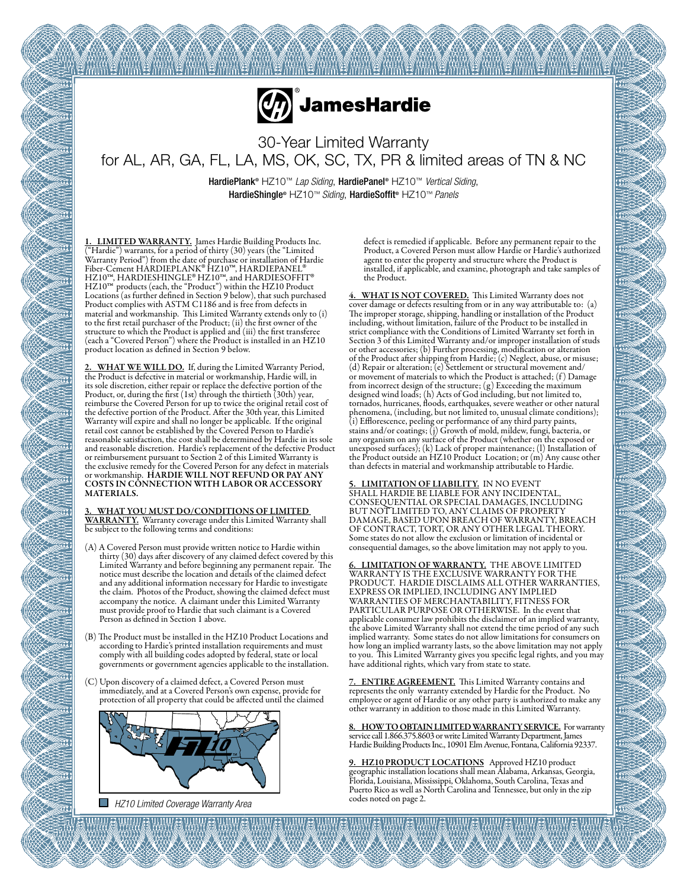JamesHardie®

# 30-Year Limited Warranty
## for AL, AR, GA, FL, LA, MS, OK, SC, TX, PR & limited areas of TN & NC

**HardiePlank®** HZ10™ *Lap Siding*, **HardiePanel®** HZ10™ *Vertical Siding*, **HardieShingle®** HZ10™ *Siding*, **HardieSoffit®** HZ10™ *Panels*

**1. LIMITED WARRANTY.** James Hardie Building Products Inc. ("Hardie") warrants, for a period of thirty (30) years (the "Limited Warranty Period") from the date of purchase or installation of Hardie Fiber-Cement HARDIEPLANK® HZ10™, HARDIEPANEL® HZ10™, HARDIESHINGLE® HZ10™, and HARDIESOFFIT® HZ10™ products (each, the "Product") within the HZ10 Product Locations (as further defined in Section 9 below), that such purchased Product complies with ASTM C1186 and is free from defects in material and workmanship. This Limited Warranty extends only to (i) to the first retail purchaser of the Product; (ii) the first owner of the structure to which the Product is applied and (iii) the first transferee (each a "Covered Person") where the Product is installed in an HZ10 product location as defined in Section 9 below.

**2. WHAT WE WILL DO.** If, during the Limited Warranty Period, the Product is defective in material or workmanship, Hardie will, in its sole discretion, either repair or replace the defective portion of the Product, or, during the first (1st) through the thirtieth (30th) year, reimburse the Covered Person for up to twice the original retail cost of the defective portion of the Product. After the 30th year, this Limited Warranty will expire and shall no longer be applicable. If the original retail cost cannot be established by the Covered Person to Hardie's reasonable satisfaction, the cost shall be determined by Hardie in its sole and reasonable discretion. Hardie's replacement of the defective Product or reimbursement pursuant to Section 2 of this Limited Warranty is the exclusive remedy for the Covered Person for any defect in materials or workmanship. **HARDIE WILL NOT REFUND OR PAY ANY COSTS IN CONNECTION WITH LABOR OR ACCESSORY MATERIALS.**

**3. WHAT YOU MUST DO/CONDITIONS OF LIMITED WARRANTY.** Warranty coverage under this Limited Warranty shall be subject to the following terms and conditions:

(A) A Covered Person must provide written notice to Hardie within thirty (30) days after discovery of any claimed defect covered by this Limited Warranty and before beginning any permanent repair. The notice must describe the location and details of the claimed defect and any additional information necessary for Hardie to investigate the claim. Photos of the Product, showing the claimed defect must accompany the notice. A claimant under this Limited Warranty must provide proof to Hardie that such claimant is a Covered Person as defined in Section 1 above.

(B) The Product must be installed in the HZ10 Product Locations and according to Hardie's printed installation requirements and must comply with all building codes adopted by federal, state or local governments or government agencies applicable to the installation.

(C) Upon discovery of a claimed defect, a Covered Person must immediately, and at a Covered Person's own expense, provide for protection of all property that could be affected until the claimed defect is remedied if applicable. Before any permanent repair to the Product, a Covered Person must allow Hardie or Hardie's authorized agent to enter the property and structure where the Product is installed, if applicable, and examine, photograph and take samples of the Product.

*HZ10 Limited Coverage Warranty Area*

**4. WHAT IS NOT COVERED.** This Limited Warranty does not cover damage or defects resulting from or in any way attributable to: (a) The improper storage, shipping, handling or installation of the Product including, without limitation, failure of the Product to be installed in strict compliance with the Conditions of Limited Warranty set forth in Section 3 of this Limited Warranty and/or improper installation of studs or other accessories; (b) Further processing, modification or alteration of the Product after shipping from Hardie; (c) Neglect, abuse, or misuse; (d) Repair or alteration; (e) Settlement or structural movement and/or movement of materials to which the Product is attached; (f) Damage from incorrect design of the structure; (g) Exceeding the maximum designed wind loads; (h) Acts of God including, but not limited to, tornados, hurricanes, floods, earthquakes, severe weather or other natural phenomena, (including, but not limited to, unusual climate conditions); (i) Efflorescence, peeling or performance of any third party paints, stains and/or coatings; (j) Growth of mold, mildew, fungi, bacteria, or any organism on any surface of the Product (whether on the exposed or unexposed surfaces); (k) Lack of proper maintenance; (l) Installation of the Product outside an HZ10 Product Location; or (m) Any cause other than defects in material and workmanship attributable to Hardie.

**5. LIMITATION OF LIABILITY.** IN NO EVENT SHALL HARDIE BE LIABLE FOR ANY INCIDENTAL, CONSEQUENTIAL OR SPECIAL DAMAGES, INCLUDING BUT NOT LIMITED TO, ANY CLAIMS OF PROPERTY DAMAGE, BASED UPON BREACH OF WARRANTY, BREACH OF CONTRACT, TORT, OR ANY OTHER LEGAL THEORY. Some states do not allow the exclusion or limitation of incidental or consequential damages, so the above limitation may not apply to you.

**6. LIMITATION OF WARRANTY.** THE ABOVE LIMITED WARRANTY IS THE EXCLUSIVE WARRANTY FOR THE PRODUCT. HARDIE DISCLAIMS ALL OTHER WARRANTIES, EXPRESS OR IMPLIED, INCLUDING ANY IMPLIED WARRANTIES OF MERCHANTABILITY, FITNESS FOR PARTICULAR PURPOSE OR OTHERWISE. In the event that applicable consumer law prohibits the disclaimer of an implied warranty, the above Limited Warranty shall not extend the time period of any such implied warranty. Some states do not allow limitations for consumers on how long an implied warranty lasts, so the above limitation may not apply to you. This Limited Warranty gives you specific legal rights, and you may have additional rights, which vary from state to state.

**7. ENTIRE AGREEMENT.** This Limited Warranty contains and represents the only warranty extended by Hardie for the Product. No employee or agent of Hardie or any other party is authorized to make any other warranty in addition to those made in this Limited Warranty.

**8. HOW TO OBTAIN LIMITED WARRANTY SERVICE.** For warranty service call 1.866.375.8603 or write Limited Warranty Department, James Hardie Building Products Inc., 10901 Elm Avenue, Fontana, California 92337.

**9. HZ10 PRODUCT LOCATIONS** Approved HZ10 product geographic installation locations shall mean Alabama, Arkansas, Georgia, Florida, Louisiana, Mississippi, Oklahoma, South Carolina, Texas and Puerto Rico as well as North Carolina and Tennessee, but only in the zip codes noted on page 2.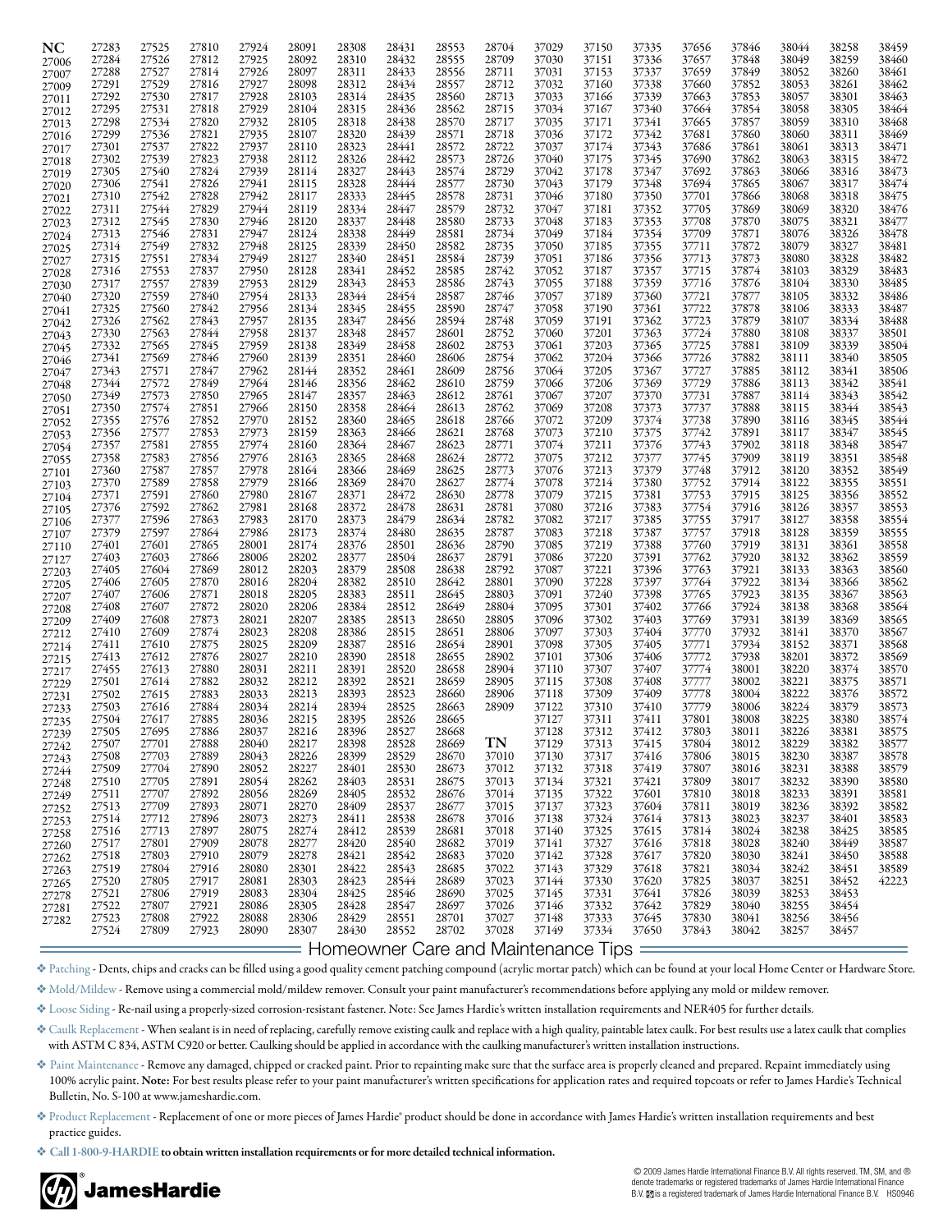**NC**

27006 27007 27009 27011 27012 27013 27016 27017 27018 27019 27020 27021 27022 27023 27024 27025 27027 27028 27030 27040 27041 27042 27043 27045 27046 27047 27048 27050 27051 27052 27053 27054 27055 27101 27103 27104 27105 27106 27107 27110 27127 27203 27205 27207 27208 27209 27212 27214 27215 27217 27229 27231 27233 27235 27239 27242 27243 27244 27248 27249 27252 27253 27258 27260 27262 27263 27265 27278 27281 27282

27283 27284 27288 27291 27292 27295 27298 27299 27301 27302 27305 27306 27310 27311 27312 27313 27314 27315 27316 27317 27320 27325 27326 27330 27332 27341 27343 27344 27349 27350 27355 27356 27357 27358 27360 27370 27371 27376 27377 27379 27401 27403 27405 27406 27407 27408 27409 27410 27411 27413 27455 27501 27502 27503 27504 27505 27507 27508 27509 27510 27511 27513 27514 27516 27517 27518 27519 27520 27521 27522 27523 27524

27525 27526 27527 27529 27530 27531 27534 27536 27537 27539 27540 27541 27542 27544 27545 27546 27549 27551 27553 27557 27559 27560 27562 27563 27565 27569 27571 27572 27573 27574 27576 27577 27581 27583 27587 27589 27591 27592 27596 27597 27601 27603 27604 27605 27606 27607 27608 27609 27610 27612 27613 27614 27615 27616 27617 27695 27701 27703 27704 27705 27707 27709 27712 27713 27801 27803 27804 27805 27806 27807 27808 27809

27810 27812 27814 27816 27817 27818 27820 27821 27822 27823 27824 27826 27828 27829 27830 27831 27832 27834 27837 27839 27840 27842 27843 27844 27845 27846 27847 27849 27850 27851 27852 27853 27855 27856 27857 27858 27860 27862 27863 27864 27865 27866 27869 27870 27871 27872 27873 27874 27875 27876 27880 27882 27883 27884 27885 27886 27888 27889 27890 27891 27892 27893 27896 27897 27909 27910 27916 27917 27919 27921 27922 27923

27924 27925 27926 27927 27928 27929 27932 27935 27937 27938 27939 27941 27942 27944 27946 27947 27948 27949 27950 27953 27954 27956 27957 27958 27959 27960 27962 27964 27965 27966 27970 27973 27974 27976 27978 27979 27980 27981 27983 27986 28001 28006 28012 28016 28018 28020 28021 28023 28025 28027 28031 28032 28033 28034 28036 28037 28040 28043 28052 28054 28056 28071 28073 28075 28078 28079 28080 28081 28083 28086 28088 28090

28091 28092 28097 28098 28103 28104 28105 28107 28110 28112 28114 28115 28117 28119 28120 28124 28125 28127 28128 28129 28133 28134 28135 28137 28138 28139 28144 28146 28147 28150 28152 28159 28160 28163 28164 28166 28167 28168 28170 28173 28174 28202 28203 28204 28205 28206 28207 28208 28209 28210 28211 28212 28213 28214 28215 28216 28217 28226 28227 28262 28269 28270 28273 28274 28277 28278 28301 28303 28304 28305 28306 28307

28308 28310 28311 28312 28314 28315 28318 28320 28323 28326 28327 28328 28333 28334 28337 28338 28339 28340 28341 28343 28344 28345 28347 28348 28349 28351 28352 28356 28357 28358 28360 28363 28364 28365 28366 28369 28371 28372 28373 28374 28376 28377 28379 28382 28383 28384 28385 28386 28387 28390 28391 28392 28393 28394 28395 28396 28398 28399 28401 28403 28405 28409 28411 28412 28420 28421 28422 28423 28425 28428 28429 28430

28431 28432 28433 28434 28435 28436 28438 28439 28441 28442 28443 28444 28445 28447 28448 28449 28450 28451 28452 28453 28454 28455 28456 28457 28458 28460 28461 28462 28463 28464 28465 28466 28467 28468 28469 28470 28472 28478 28479 28480 28501 28504 28508 28510 28511 28512 28513 28515 28516 28518 28520 28521 28523 28525 28526 28527 28528 28529 28530 28531 28532 28537 28538 28539 28540 28542 28543 28544 28546 28547 28551 28552

28553 28555 28556 28557 28560 28562 28570 28571 28572 28573 28574 28577 28578 28579 28580 28581 28582 28584 28585 28586 28587 28590 28594 28601 28602 28606 28609 28610 28612 28613 28618 28621 28623 28624 28625 28627 28630 28631 28634 28635 28636 28637 28638 28642 28645 28649 28650 28651 28654 28655 28658 28659 28660 28663 28665 28668 28669 28670 28673 28675 28676 28677 28678 28681 28682 28683 28685 28689 28690 28697 28701 28702

28704 28709 28711 28712 28713 28715 28717 28718 28722 28726 28729 28730 28731 28732 28733 28734 28735 28739 28742 28743 28746 28747 28748 28752 28753 28754 28756 28759 28761 28762 28766 28768 28771 28772 28773 28774 28778 28781 28782 28787 28790 28791 28792 28801 28803 28804 28805 28806 28901 28902 28904 28905 28906 28909

**TN**

37010 37012 37013 37014 37015 37016 37018 37019 37020 37022 37023 37025 37026 37027 37028

37029 37030 37031 37032 37033 37034 37035 37036 37037 37040 37042 37043 37046 37047 37048 37049 37050 37051 37052 37055 37057 37058 37059 37060 37061 37062 37064 37066 37067 37069 37072 37073 37074 37075 37076 37078 37079 37080 37082 37083 37085 37086 37087 37090 37091 37095 37096 37097 37098 37101 37110 37115 37118 37122 37127 37128 37129 37130 37132 37134 37135 37137 37138 37140 37141 37142 37143 37144 37145 37146 37148 37149

37150 37151 37153 37160 37166 37167 37171 37172 37174 37175 37178 37179 37180 37181 37183 37184 37185 37186 37187 37188 37189 37190 37191 37201 37203 37204 37205 37206 37207 37208 37209 37210 37211 37212 37213 37214 37215 37216 37217 37218 37219 37220 37221 37228 37240 37301 37302 37303 37305 37306 37307 37308 37309 37310 37311 37312 37313 37317 37318 37321 37322 37323 37324 37325 37327 37328 37329 37330 37331 37332 37333 37334

37335 37336 37337 37338 37339 37340 37341 37342 37343 37345 37347 37348 37350 37352 37353 37354 37355 37356 37357 37359 37360 37361 37362 37363 37365 37366 37367 37369 37370 37373 37374 37375 37376 37377 37379 37380 37381 37383 37385 37387 37388 37391 37396 37397 37398 37402 37403 37404 37405 37406 37407 37408 37409 37410 37411 37412 37415 37416 37419 37421 37601 37604 37614 37615 37616 37617 37618 37620 37641 37642 37645 37650

37656 37657 37659 37660 37663 37664 37665 37681 37686 37690 37692 37694 37701 37705 37708 37709 37711 37713 37715 37716 37721 37722 37723 37724 37725 37726 37727 37729 37731 37737 37738 37742 37743 37745 37748 37752 37753 37754 37755 37757 37760 37762 37763 37764 37765 37766 37769 37770 37771 37772 37774 37777 37778 37779 37801 37803 37804 37806 37807 37809 37810 37811 37813 37814 37818 37820 37821 37825 37826 37829 37830 37843

37846 37848 37849 37852 37853 37854 37857 37860 37861 37862 37863 37865 37866 37869 37870 37871 37872 37873 37874 37876 37877 37878 37879 37880 37881 37882 37885 37886 37887 37888 37890 37891 37902 37909 37912 37914 37915 37916 37917 37918 37919 37920 37921 37922 37923 37924 37931 37932 37934 37938 38001 38002 38004 38006 38008 38011 38012 38015 38016 38017 38018 38019 38023 38024 38028 38030 38034 38037 38039 38040 38041 38042

38044 38049 38052 38053 38057 38058 38059 38060 38061 38063 38066 38067 38068 38069 38075 38076 38079 38080 38103 38104 38105 38106 38107 38108 38109 38111 38112 38113 38114 38115 38116 38117 38118 38119 38120 38122 38125 38126 38127 38128 38131 38132 38133 38134 38135 38138 38139 38141 38152 38201 38220 38221 38222 38224 38225 38226 38229 38230 38231 38232 38233 38236 38237 38238 38240 38241 38242 38251 38253 38255 38256 38257

38258 38259 38260 38261 38301 38305 38310 38311 38313 38315 38316 38317 38318 38320 38321 38326 38327 38328 38329 38330 38332 38333 38334 38337 38339 38340 38341 38342 38343 38344 38345 38347 38348 38351 38352 38355 38356 38357 38358 38359 38361 38362 38363 38366 38367 38368 38369 38370 38371 38372 38374 38375 38376 38379 38380 38381 38382 38387 38388 38390 38391 38392 38401 38425 38449 38450 38451 38452 38453 38454 38456 38457

38459 38460 38461 38462 38463 38464 38468 38469 38471 38472 38473 38474 38475 38476 38477 38478 38481 38482 38483 38485 38486 38487 38488 38501 38504 38505 38506 38541 38542 38543 38544 38545 38547 38548 38549 38551 38552 38553 38554 38555 38558 38559 38560 38562 38563 38564 38565 38567 38568 38569 38570 38571 38572 38573 38574 38575 38577 38578 38579 38580 38581 38582 38583 38585 38587 38588 38589 42223

## Homeowner Care and Maintenance Tips

- Patching - Dents, chips and cracks can be filled using a good quality cement patching compound (acrylic mortar patch) which can be found at your local Home Center or Hardware Store.
- Mold/Mildew - Remove using a commercial mold/mildew remover. Consult your paint manufacturer's recommendations before applying any mold or mildew remover.
- Loose Siding - Re-nail using a properly-sized corrosion-resistant fastener. Note: See James Hardie's written installation requirements and NER405 for further details.
- Caulk Replacement - When sealant is in need of replacing, carefully remove existing caulk and replace with a high quality, paintable latex caulk. For best results use a latex caulk that complies with ASTM C 834, ASTM C920 or better. Caulking should be applied in accordance with the caulking manufacturer's written installation instructions.
- Paint Maintenance - Remove any damaged, chipped or cracked paint. Prior to repainting make sure that the surface area is properly cleaned and prepared. Repaint immediately using 100% acrylic paint. **Note:** For best results please refer to your paint manufacturer's written specifications for application rates and required topcoats or refer to James Hardie's Technical Bulletin, No. S-100 at www.jameshardie.com.
- Product Replacement - Replacement of one or more pieces of James Hardie® product should be done in accordance with James Hardie's written installation requirements and best practice guides.
- **Call 1-800-9-HARDIE to obtain written installation requirements or for more detailed technical information.**

JamesHardie

© 2009 James Hardie International Finance B.V. All rights reserved. TM, SM, and ® denote trademarks or registered trademarks of James Hardie International Finance B.V. is a registered trademark of James Hardie International Finance B.V. HS0946